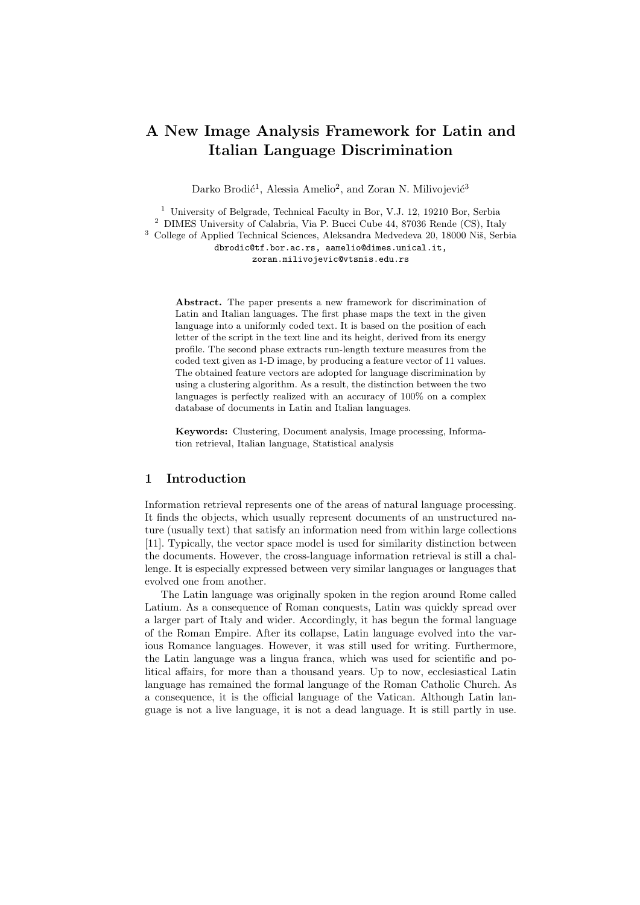# A New Image Analysis Framework for Latin and Italian Language Discrimination

Darko Brodić[1], Alessia Amelio[2], and Zoran N. Milivojević[3]

[1] University of Belgrade, Technical Faculty in Bor, V.J. 12, 19210 Bor, Serbia
[2] DIMES University of Calabria, Via P. Bucci Cube 44, 87036 Rende (CS), Italy
[3] College of Applied Technical Sciences, Aleksandra Medvedeva 20, 18000 Niš, Serbia

dbrodic@tf.bor.ac.rs, aamelio@dimes.unical.it, zoran.milivojevic@vtsnis.edu.rs

**Abstract.** The paper presents a new framework for discrimination of Latin and Italian languages. The first phase maps the text in the given language into a uniformly coded text. It is based on the position of each letter of the script in the text line and its height, derived from its energy profile. The second phase extracts run-length texture measures from the coded text given as 1-D image, by producing a feature vector of 11 values. The obtained feature vectors are adopted for language discrimination by using a clustering algorithm. As a result, the distinction between the two languages is perfectly realized with an accuracy of 100% on a complex database of documents in Latin and Italian languages.

**Keywords:** Clustering, Document analysis, Image processing, Information retrieval, Italian language, Statistical analysis

## 1 Introduction

Information retrieval represents one of the areas of natural language processing. It finds the objects, which usually represent documents of an unstructured nature (usually text) that satisfy an information need from within large collections [11]. Typically, the vector space model is used for similarity distinction between the documents. However, the cross-language information retrieval is still a challenge. It is especially expressed between very similar languages or languages that evolved one from another.

The Latin language was originally spoken in the region around Rome called Latium. As a consequence of Roman conquests, Latin was quickly spread over a larger part of Italy and wider. Accordingly, it has begun the formal language of the Roman Empire. After its collapse, Latin language evolved into the various Romance languages. However, it was still used for writing. Furthermore, the Latin language was a lingua franca, which was used for scientific and political affairs, for more than a thousand years. Up to now, ecclesiastical Latin language has remained the formal language of the Roman Catholic Church. As a consequence, it is the official language of the Vatican. Although Latin language is not a live language, it is not a dead language. It is still partly in use.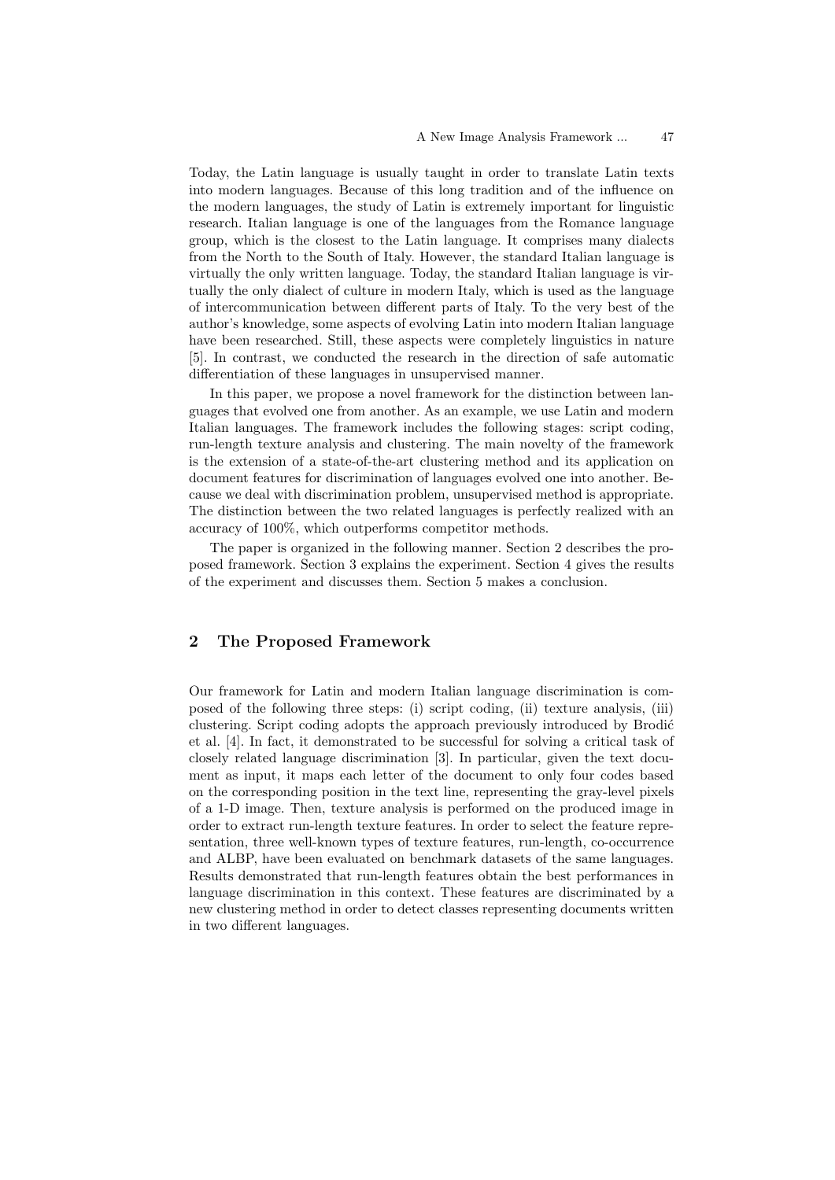Today, the Latin language is usually taught in order to translate Latin texts into modern languages. Because of this long tradition and of the influence on the modern languages, the study of Latin is extremely important for linguistic research. Italian language is one of the languages from the Romance language group, which is the closest to the Latin language. It comprises many dialects from the North to the South of Italy. However, the standard Italian language is virtually the only written language. Today, the standard Italian language is virtually the only dialect of culture in modern Italy, which is used as the language of intercommunication between different parts of Italy. To the very best of the author's knowledge, some aspects of evolving Latin into modern Italian language have been researched. Still, these aspects were completely linguistics in nature [5]. In contrast, we conducted the research in the direction of safe automatic differentiation of these languages in unsupervised manner.

In this paper, we propose a novel framework for the distinction between languages that evolved one from another. As an example, we use Latin and modern Italian languages. The framework includes the following stages: script coding, run-length texture analysis and clustering. The main novelty of the framework is the extension of a state-of-the-art clustering method and its application on document features for discrimination of languages evolved one into another. Because we deal with discrimination problem, unsupervised method is appropriate. The distinction between the two related languages is perfectly realized with an accuracy of 100%, which outperforms competitor methods.

The paper is organized in the following manner. Section 2 describes the proposed framework. Section 3 explains the experiment. Section 4 gives the results of the experiment and discusses them. Section 5 makes a conclusion.

## 2 The Proposed Framework

Our framework for Latin and modern Italian language discrimination is composed of the following three steps: (i) script coding, (ii) texture analysis, (iii) clustering. Script coding adopts the approach previously introduced by Brodić et al. [4]. In fact, it demonstrated to be successful for solving a critical task of closely related language discrimination [3]. In particular, given the text document as input, it maps each letter of the document to only four codes based on the corresponding position in the text line, representing the gray-level pixels of a 1-D image. Then, texture analysis is performed on the produced image in order to extract run-length texture features. In order to select the feature representation, three well-known types of texture features, run-length, co-occurrence and ALBP, have been evaluated on benchmark datasets of the same languages. Results demonstrated that run-length features obtain the best performances in language discrimination in this context. These features are discriminated by a new clustering method in order to detect classes representing documents written in two different languages.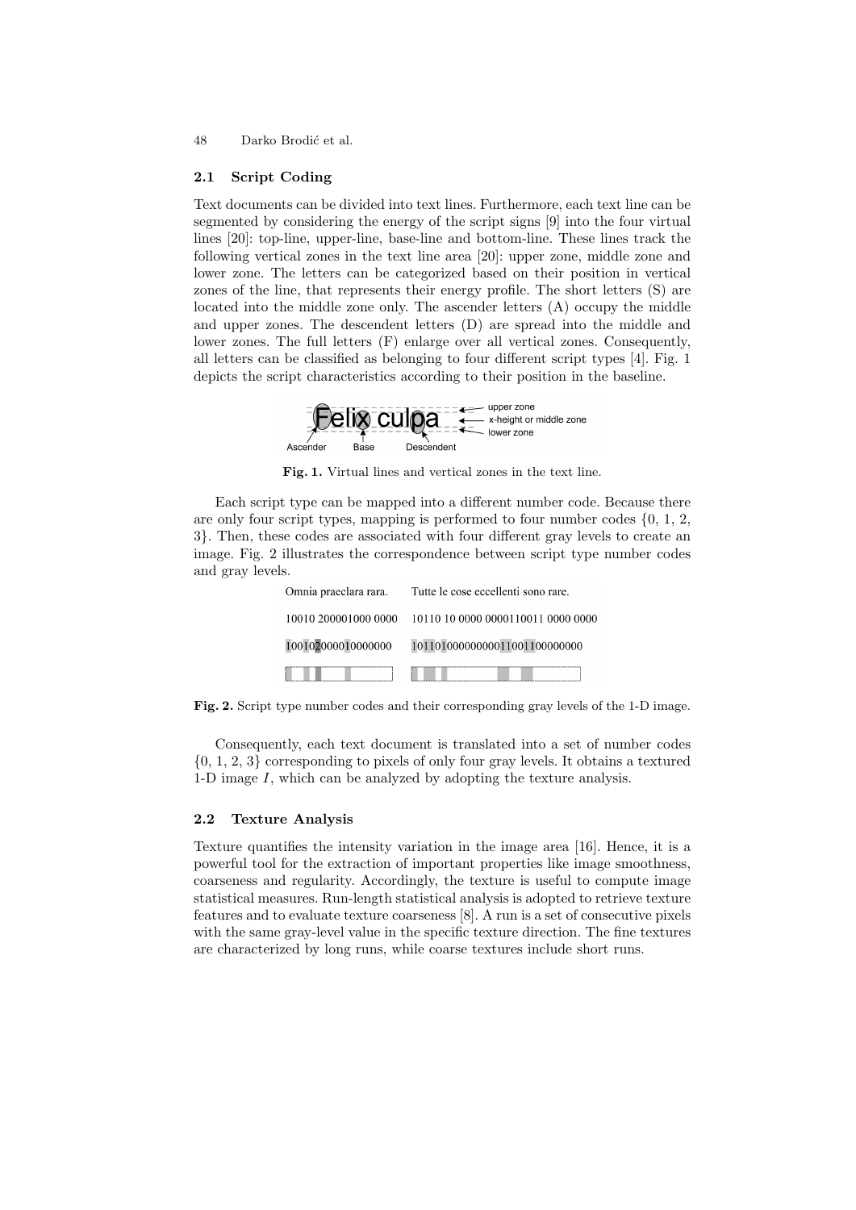## 2.1 Script Coding

Text documents can be divided into text lines. Furthermore, each text line can be segmented by considering the energy of the script signs [9] into the four virtual lines [20]: top-line, upper-line, base-line and bottom-line. These lines track the following vertical zones in the text line area [20]: upper zone, middle zone and lower zone. The letters can be categorized based on their position in vertical zones of the line, that represents their energy profile. The short letters (S) are located into the middle zone only. The ascender letters (A) occupy the middle and upper zones. The descendent letters (D) are spread into the middle and lower zones. The full letters (F) enlarge over all vertical zones. Consequently, all letters can be classified as belonging to four different script types [4]. Fig. 1 depicts the script characteristics according to their position in the baseline.

**Fig. 1.** Virtual lines and vertical zones in the text line.

Each script type can be mapped into a different number code. Because there are only four script types, mapping is performed to four number codes {0, 1, 2, 3}. Then, these codes are associated with four different gray levels to create an image. Fig. 2 illustrates the correspondence between script type number codes and gray levels.

**Fig. 2.** Script type number codes and their corresponding gray levels of the 1-D image.

Consequently, each text document is translated into a set of number codes {0, 1, 2, 3} corresponding to pixels of only four gray levels. It obtains a textured 1-D image $I$, which can be analyzed by adopting the texture analysis.

## 2.2 Texture Analysis

Texture quantifies the intensity variation in the image area [16]. Hence, it is a powerful tool for the extraction of important properties like image smoothness, coarseness and regularity. Accordingly, the texture is useful to compute image statistical measures. Run-length statistical analysis is adopted to retrieve texture features and to evaluate texture coarseness [8]. A run is a set of consecutive pixels with the same gray-level value in the specific texture direction. The fine textures are characterized by long runs, while coarse textures include short runs.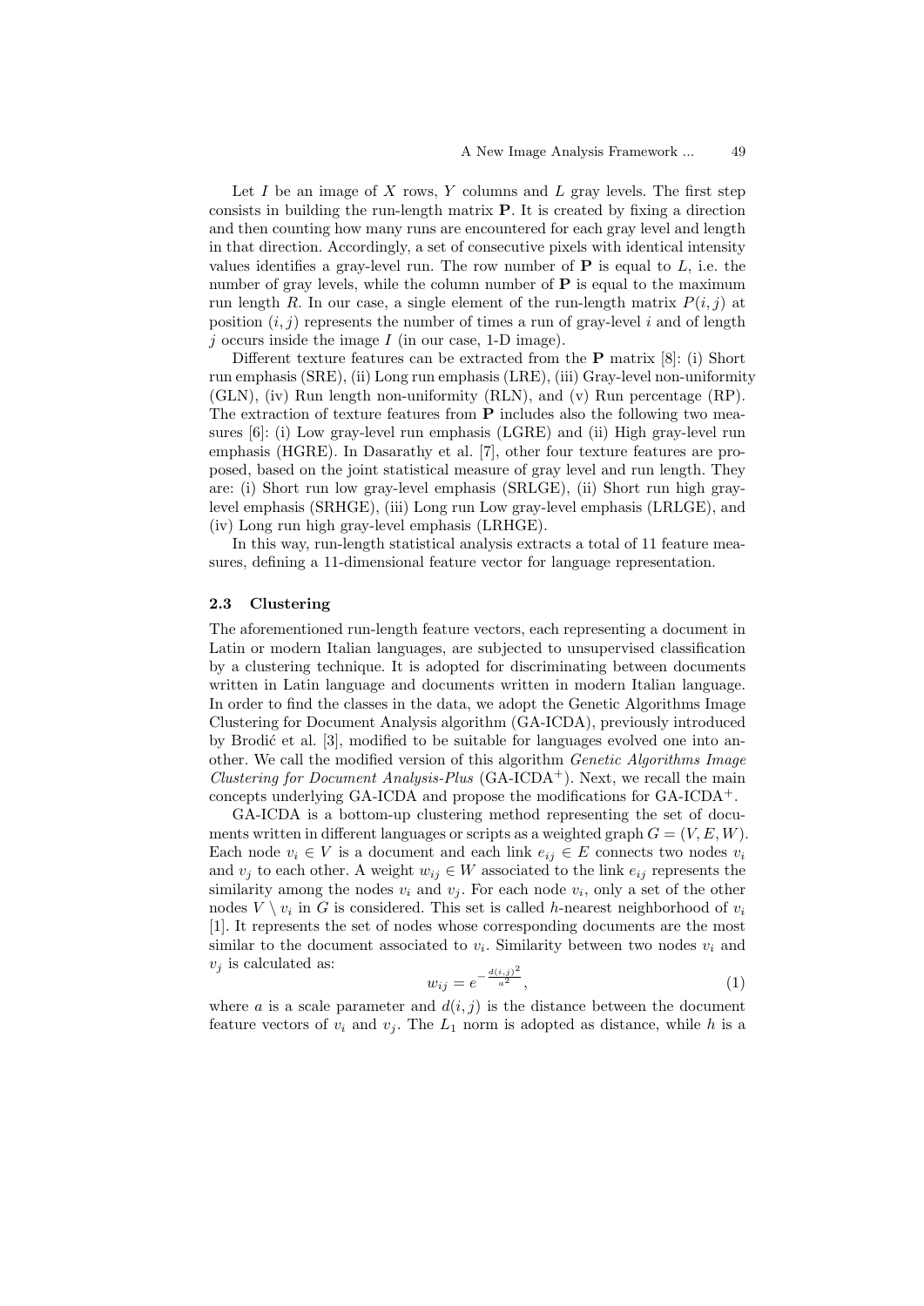Let $I$ be an image of $X$ rows, $Y$ columns and $L$ gray levels. The first step consists in building the run-length matrix $\mathbf{P}$. It is created by fixing a direction and then counting how many runs are encountered for each gray level and length in that direction. Accordingly, a set of consecutive pixels with identical intensity values identifies a gray-level run. The row number of $\mathbf{P}$ is equal to $L$, i.e. the number of gray levels, while the column number of $\mathbf{P}$ is equal to the maximum run length $R$. In our case, a single element of the run-length matrix $P(i, j)$ at position $(i, j)$ represents the number of times a run of gray-level $i$ and of length $j$ occurs inside the image $I$ (in our case, 1-D image).

Different texture features can be extracted from the $\mathbf{P}$ matrix [8]: (i) Short run emphasis (SRE), (ii) Long run emphasis (LRE), (iii) Gray-level non-uniformity (GLN), (iv) Run length non-uniformity (RLN), and (v) Run percentage (RP). The extraction of texture features from $\mathbf{P}$ includes also the following two measures [6]: (i) Low gray-level run emphasis (LGRE) and (ii) High gray-level run emphasis (HGRE). In Dasarathy et al. [7], other four texture features are proposed, based on the joint statistical measure of gray level and run length. They are: (i) Short run low gray-level emphasis (SRLGE), (ii) Short run high gray-level emphasis (SRHGE), (iii) Long run Low gray-level emphasis (LRLGE), and (iv) Long run high gray-level emphasis (LRHGE).

In this way, run-length statistical analysis extracts a total of 11 feature measures, defining a 11-dimensional feature vector for language representation.

### 2.3 Clustering

The aforementioned run-length feature vectors, each representing a document in Latin or modern Italian languages, are subjected to unsupervised classification by a clustering technique. It is adopted for discriminating between documents written in Latin language and documents written in modern Italian language. In order to find the classes in the data, we adopt the Genetic Algorithms Image Clustering for Document Analysis algorithm (GA-ICDA), previously introduced by Brodić et al. [3], modified to be suitable for languages evolved one into another. We call the modified version of this algorithm *Genetic Algorithms Image Clustering for Document Analysis-Plus* (GA-ICDA$^+$). Next, we recall the main concepts underlying GA-ICDA and propose the modifications for GA-ICDA$^+$.

GA-ICDA is a bottom-up clustering method representing the set of documents written in different languages or scripts as a weighted graph $G = (V, E, W)$. Each node $v_i \in V$ is a document and each link $e_{ij} \in E$ connects two nodes $v_i$ and $v_j$ to each other. A weight $w_{ij} \in W$ associated to the link $e_{ij}$ represents the similarity among the nodes $v_i$ and $v_j$. For each node $v_i$, only a set of the other nodes $V \setminus v_i$ in $G$ is considered. This set is called $h$-nearest neighborhood of $v_i$ [1]. It represents the set of nodes whose corresponding documents are the most similar to the document associated to $v_i$. Similarity between two nodes $v_i$ and $v_j$ is calculated as:

$$w_{ij} = e^{-\frac{d(i,j)^2}{a^2}}, \tag{1}$$

where $a$ is a scale parameter and $d(i, j)$ is the distance between the document feature vectors of $v_i$ and $v_j$. The $L_1$ norm is adopted as distance, while $h$ is a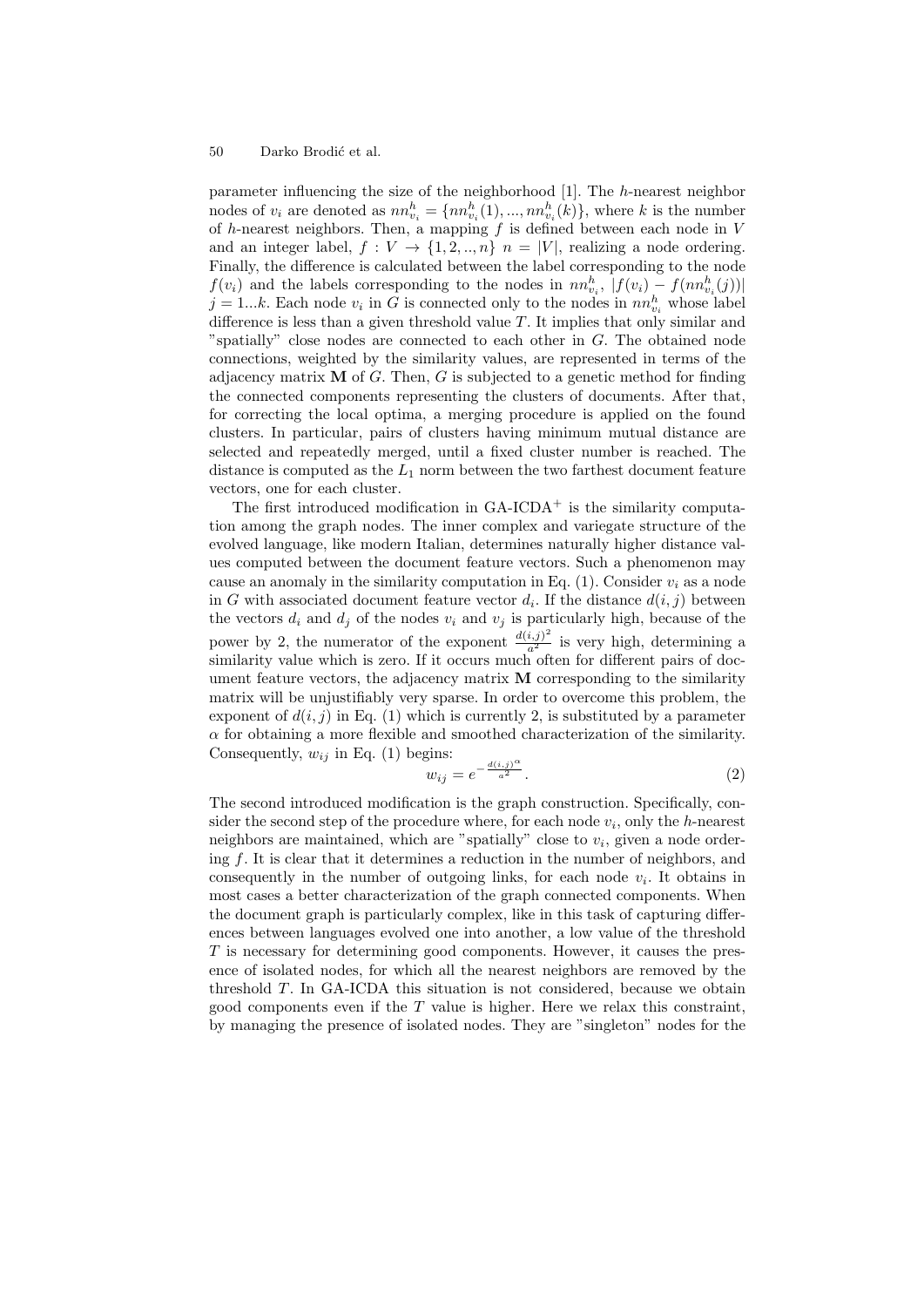parameter influencing the size of the neighborhood [1]. The $h$-nearest neighbor nodes of $v_i$ are denoted as $nn^h_{v_i} = \{nn^h_{v_i}(1), ..., nn^h_{v_i}(k)\}$, where $k$ is the number of $h$-nearest neighbors. Then, a mapping $f$ is defined between each node in $V$ and an integer label, $f : V \rightarrow \{1, 2, .., n\}$ $n = |V|$, realizing a node ordering. Finally, the difference is calculated between the label corresponding to the node $f(v_i)$ and the labels corresponding to the nodes in $nn^h_{v_i}$, $|f(v_i) - f(nn^h_{v_i}(j))|$ $j = 1...k$. Each node $v_i$ in $G$ is connected only to the nodes in $nn^h_{v_i}$ whose label difference is less than a given threshold value $T$. It implies that only similar and "spatially" close nodes are connected to each other in $G$. The obtained node connections, weighted by the similarity values, are represented in terms of the adjacency matrix $\mathbf{M}$ of $G$. Then, $G$ is subjected to a genetic method for finding the connected components representing the clusters of documents. After that, for correcting the local optima, a merging procedure is applied on the found clusters. In particular, pairs of clusters having minimum mutual distance are selected and repeatedly merged, until a fixed cluster number is reached. The distance is computed as the $L_1$ norm between the two farthest document feature vectors, one for each cluster.

The first introduced modification in GA-ICDA$^+$ is the similarity computation among the graph nodes. The inner complex and variegate structure of the evolved language, like modern Italian, determines naturally higher distance values computed between the document feature vectors. Such a phenomenon may cause an anomaly in the similarity computation in Eq. (1). Consider $v_i$ as a node in $G$ with associated document feature vector $d_i$. If the distance $d(i, j)$ between the vectors $d_i$ and $d_j$ of the nodes $v_i$ and $v_j$ is particularly high, because of the power by 2, the numerator of the exponent $\frac{d(i,j)^2}{a^2}$ is very high, determining a similarity value which is zero. If it occurs much often for different pairs of document feature vectors, the adjacency matrix $\mathbf{M}$ corresponding to the similarity matrix will be unjustifiably very sparse. In order to overcome this problem, the exponent of $d(i, j)$ in Eq. (1) which is currently 2, is substituted by a parameter $\alpha$ for obtaining a more flexible and smoothed characterization of the similarity. Consequently, $w_{ij}$ in Eq. (1) begins:

$$w_{ij} = e^{-\frac{d(i,j)^\alpha}{a^2}}. \tag{2}$$

The second introduced modification is the graph construction. Specifically, consider the second step of the procedure where, for each node $v_i$, only the $h$-nearest neighbors are maintained, which are "spatially" close to $v_i$, given a node ordering $f$. It is clear that it determines a reduction in the number of neighbors, and consequently in the number of outgoing links, for each node $v_i$. It obtains in most cases a better characterization of the graph connected components. When the document graph is particularly complex, like in this task of capturing differences between languages evolved one into another, a low value of the threshold $T$ is necessary for determining good components. However, it causes the presence of isolated nodes, for which all the nearest neighbors are removed by the threshold $T$. In GA-ICDA this situation is not considered, because we obtain good components even if the $T$ value is higher. Here we relax this constraint, by managing the presence of isolated nodes. They are "singleton" nodes for the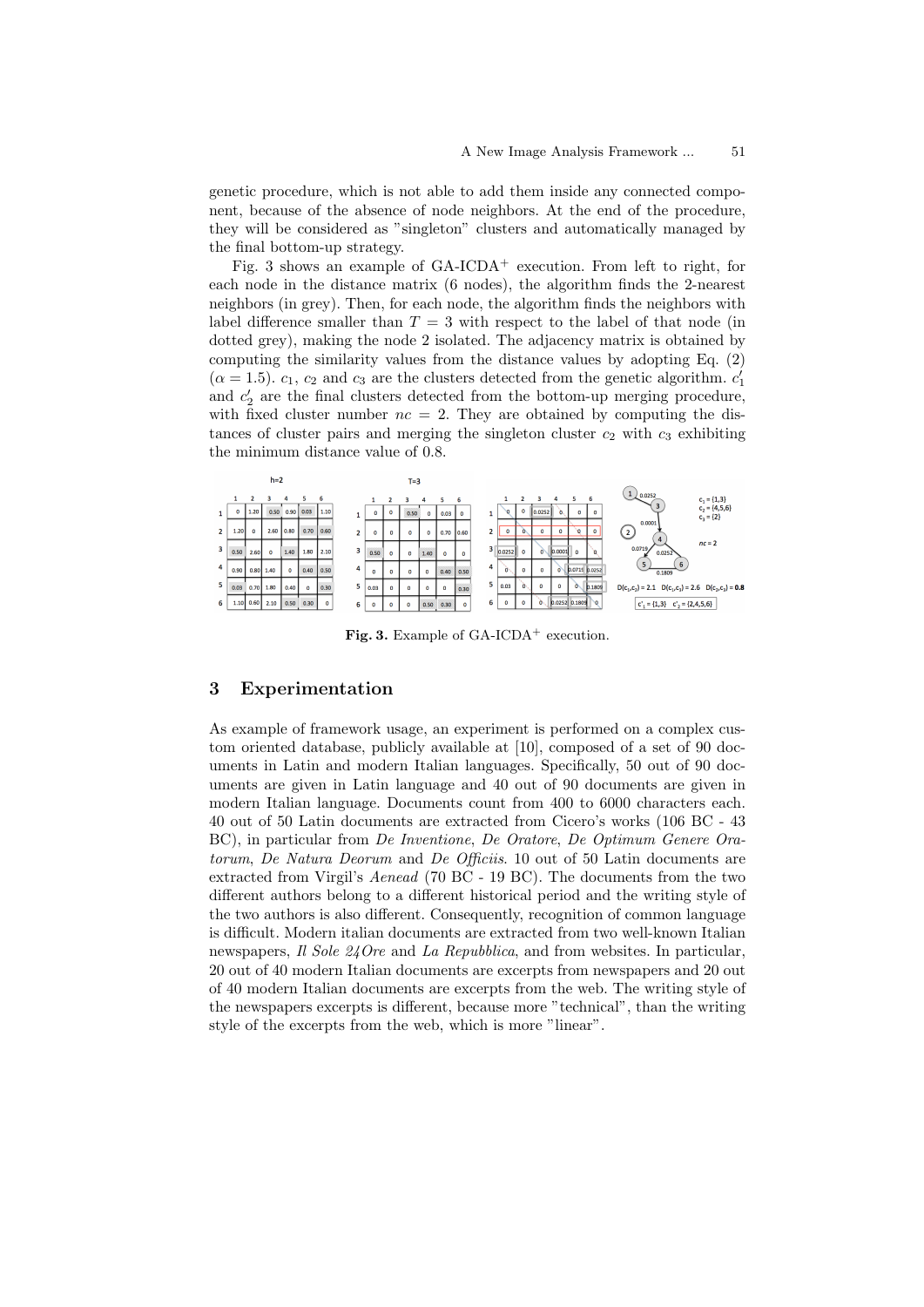genetic procedure, which is not able to add them inside any connected component, because of the absence of node neighbors. At the end of the procedure, they will be considered as "singleton" clusters and automatically managed by the final bottom-up strategy.

Fig. 3 shows an example of GA-ICDA$^+$ execution. From left to right, for each node in the distance matrix (6 nodes), the algorithm finds the 2-nearest neighbors (in grey). Then, for each node, the algorithm finds the neighbors with label difference smaller than $T = 3$ with respect to the label of that node (in dotted grey), making the node 2 isolated. The adjacency matrix is obtained by computing the similarity values from the distance values by adopting Eq. (2) ($\alpha = 1.5$). $c_1$, $c_2$ and $c_3$ are the clusters detected from the genetic algorithm. $c'_1$ and $c'_2$ are the final clusters detected from the bottom-up merging procedure, with fixed cluster number $nc = 2$. They are obtained by computing the distances of cluster pairs and merging the singleton cluster $c_2$ with $c_3$ exhibiting the minimum distance value of 0.8.

**Fig. 3.** Example of GA-ICDA$^+$ execution.

## 3 Experimentation

As example of framework usage, an experiment is performed on a complex custom oriented database, publicly available at [10], composed of a set of 90 documents in Latin and modern Italian languages. Specifically, 50 out of 90 documents are given in Latin language and 40 out of 90 documents are given in modern Italian language. Documents count from 400 to 6000 characters each. 40 out of 50 Latin documents are extracted from Cicero's works (106 BC - 43 BC), in particular from *De Inventione*, *De Oratore*, *De Optimum Genere Oratorum*, *De Natura Deorum* and *De Officiis*. 10 out of 50 Latin documents are extracted from Virgil's *Aenead* (70 BC - 19 BC). The documents from the two different authors belong to a different historical period and the writing style of the two authors is also different. Consequently, recognition of common language is difficult. Modern italian documents are extracted from two well-known Italian newspapers, *Il Sole 24Ore* and *La Repubblica*, and from websites. In particular, 20 out of 40 modern Italian documents are excerpts from newspapers and 20 out of 40 modern Italian documents are excerpts from the web. The writing style of the newspapers excerpts is different, because more "technical", than the writing style of the excerpts from the web, which is more "linear".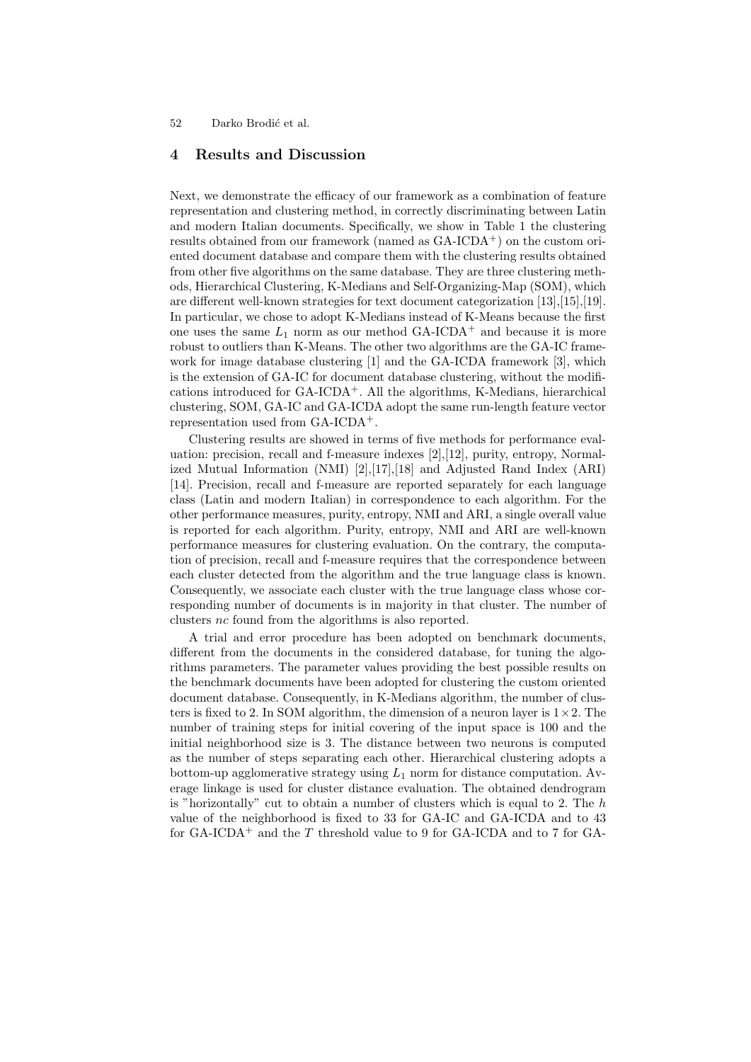## 4 Results and Discussion

Next, we demonstrate the efficacy of our framework as a combination of feature representation and clustering method, in correctly discriminating between Latin and modern Italian documents. Specifically, we show in Table 1 the clustering results obtained from our framework (named as GA-ICDA$^+$) on the custom oriented document database and compare them with the clustering results obtained from other five algorithms on the same database. They are three clustering methods, Hierarchical Clustering, K-Medians and Self-Organizing-Map (SOM), which are different well-known strategies for text document categorization [13],[15],[19]. In particular, we chose to adopt K-Medians instead of K-Means because the first one uses the same $L_1$ norm as our method GA-ICDA$^+$ and because it is more robust to outliers than K-Means. The other two algorithms are the GA-IC framework for image database clustering [1] and the GA-ICDA framework [3], which is the extension of GA-IC for document database clustering, without the modifications introduced for GA-ICDA$^+$. All the algorithms, K-Medians, hierarchical clustering, SOM, GA-IC and GA-ICDA adopt the same run-length feature vector representation used from GA-ICDA$^+$.

Clustering results are showed in terms of five methods for performance evaluation: precision, recall and f-measure indexes [2],[12], purity, entropy, Normalized Mutual Information (NMI) [2],[17],[18] and Adjusted Rand Index (ARI) [14]. Precision, recall and f-measure are reported separately for each language class (Latin and modern Italian) in correspondence to each algorithm. For the other performance measures, purity, entropy, NMI and ARI, a single overall value is reported for each algorithm. Purity, entropy, NMI and ARI are well-known performance measures for clustering evaluation. On the contrary, the computation of precision, recall and f-measure requires that the correspondence between each cluster detected from the algorithm and the true language class is known. Consequently, we associate each cluster with the true language class whose corresponding number of documents is in majority in that cluster. The number of clusters $nc$ found from the algorithms is also reported.

A trial and error procedure has been adopted on benchmark documents, different from the documents in the considered database, for tuning the algorithms parameters. The parameter values providing the best possible results on the benchmark documents have been adopted for clustering the custom oriented document database. Consequently, in K-Medians algorithm, the number of clusters is fixed to 2. In SOM algorithm, the dimension of a neuron layer is $1 \times 2$. The number of training steps for initial covering of the input space is 100 and the initial neighborhood size is 3. The distance between two neurons is computed as the number of steps separating each other. Hierarchical clustering adopts a bottom-up agglomerative strategy using $L_1$ norm for distance computation. Average linkage is used for cluster distance evaluation. The obtained dendrogram is "horizontally" cut to obtain a number of clusters which is equal to 2. The $h$ value of the neighborhood is fixed to 33 for GA-IC and GA-ICDA and to 43 for GA-ICDA$^+$ and the $T$ threshold value to 9 for GA-ICDA and to 7 for GA-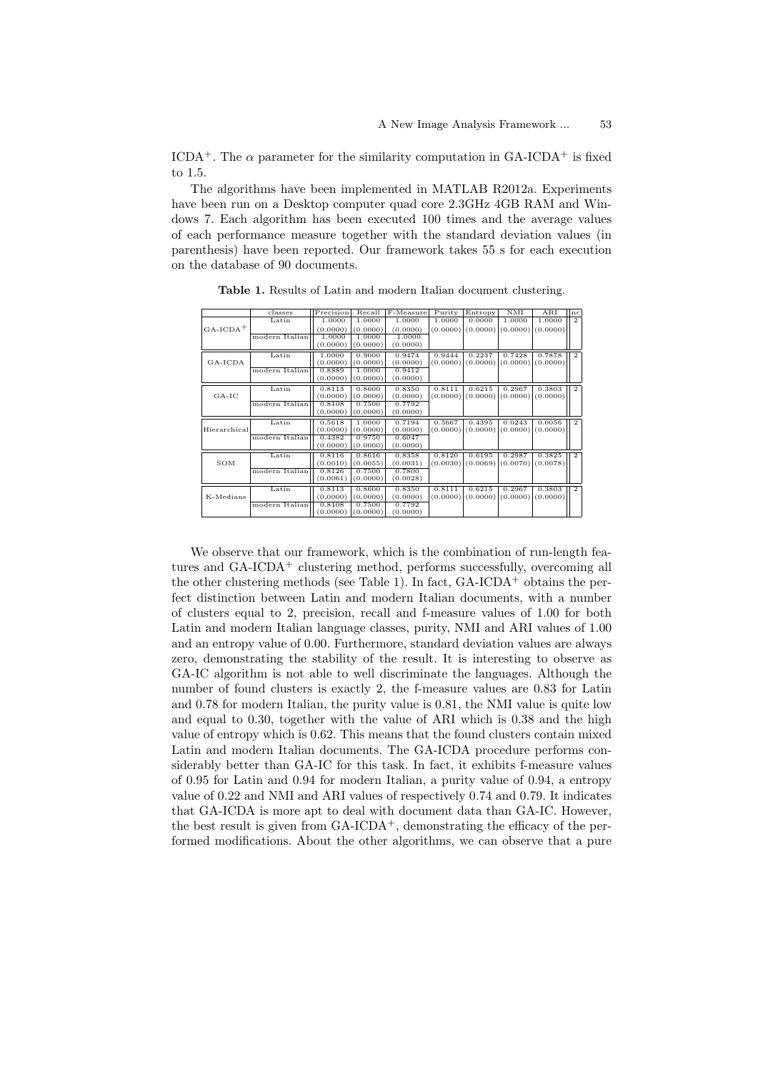ICDA$^+$. The $\alpha$ parameter for the similarity computation in GA-ICDA$^+$ is fixed to 1.5.

The algorithms have been implemented in MATLAB R2012a. Experiments have been run on a Desktop computer quad core 2.3GHz 4GB RAM and Windows 7. Each algorithm has been executed 100 times and the average values of each performance measure together with the standard deviation values (in parenthesis) have been reported. Our framework takes 55 s for each execution on the database of 90 documents.

**Table 1.** Results of Latin and modern Italian document clustering.

| | classes | Precision | Recall | F-Measure | Purity | Entropy | NMI | ARI | nc |
|---|---|---|---|---|---|---|---|---|---|
| GA-ICDA$^+$ | Latin | 1.0000 (0.0000) | 1.0000 (0.0000) | 1.0000 (0.0000) | 1.0000 (0.0000) | 0.0000 (0.0000) | 1.0000 (0.0000) | 1.0000 (0.0000) | 2 |
| | modern Italian | 1.0000 (0.0000) | 1.0000 (0.0000) | 1.0000 (0.0000) | | | | | |
| GA-ICDA | Latin | 1.0000 (0.0000) | 0.9000 (0.0000) | 0.9474 (0.0000) | 0.9444 (0.0000) | 0.2237 (0.0000) | 0.7428 (0.0000) | 0.7878 (0.0000) | 2 |
| | modern Italian | 0.8889 (0.0000) | 1.0000 (0.0000) | 0.9412 (0.0000) | | | | | |
| GA-IC | Latin | 0.8113 (0.0000) | 0.8600 (0.0000) | 0.8350 (0.0000) | 0.8111 (0.0000) | 0.6215 (0.0000) | 0.2967 (0.0000) | 0.3803 (0.0000) | 2 |
| | modern Italian | 0.8108 (0.0000) | 0.7500 (0.0000) | 0.7792 (0.0000) | | | | | |
| Hierarchical | Latin | 0.5618 (0.0000) | 1.0000 (0.0000) | 0.7194 (0.0000) | 0.5667 (0.0000) | 0.4395 (0.0000) | 0.0243 (0.0000) | 0.0056 (0.0000) | 2 |
| | modern Italian | 0.4382 (0.0000) | 0.9750 (0.0000) | 0.6047 (0.0000) | | | | | |
| SOM | Latin | 0.8116 (0.0010) | 0.8616 (0.0055) | 0.8358 (0.0031) | 0.8120 (0.0030) | 0.6195 (0.0069) | 0.2987 (0.0070) | 0.3825 (0.0078) | 2 |
| | modern Italian | 0.8126 (0.0061) | 0.7500 (0.0000) | 0.7800 (0.0028) | | | | | |
| K-Medians | Latin | 0.8113 (0.0000) | 0.8600 (0.0000) | 0.8350 (0.0000) | 0.8111 (0.0000) | 0.6215 (0.0000) | 0.2967 (0.0000) | 0.3803 (0.0000) | 2 |
| | modern Italian | 0.8108 (0.0000) | 0.7500 (0.0000) | 0.7792 (0.0000) | | | | | |

We observe that our framework, which is the combination of run-length features and GA-ICDA$^+$ clustering method, performs successfully, overcoming all the other clustering methods (see Table 1). In fact, GA-ICDA$^+$ obtains the perfect distinction between Latin and modern Italian documents, with a number of clusters equal to 2, precision, recall and f-measure values of 1.00 for both Latin and modern Italian language classes, purity, NMI and ARI values of 1.00 and an entropy value of 0.00. Furthermore, standard deviation values are always zero, demonstrating the stability of the result. It is interesting to observe as GA-IC algorithm is not able to well discriminate the languages. Although the number of found clusters is exactly 2, the f-measure values are 0.83 for Latin and 0.78 for modern Italian, the purity value is 0.81, the NMI value is quite low and equal to 0.30, together with the value of ARI which is 0.38 and the high value of entropy which is 0.62. This means that the found clusters contain mixed Latin and modern Italian documents. The GA-ICDA procedure performs considerably better than GA-IC for this task. In fact, it exhibits f-measure values of 0.95 for Latin and 0.94 for modern Italian, a purity value of 0.94, a entropy value of 0.22 and NMI and ARI values of respectively 0.74 and 0.79. It indicates that GA-ICDA is more apt to deal with document data than GA-IC. However, the best result is given from GA-ICDA$^+$, demonstrating the efficacy of the performed modifications. About the other algorithms, we can observe that a pure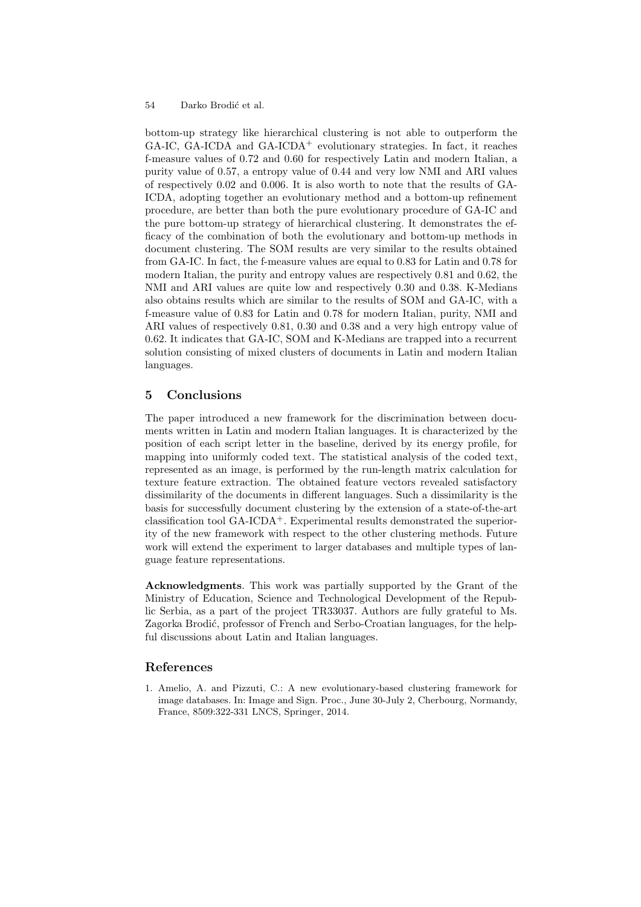bottom-up strategy like hierarchical clustering is not able to outperform the GA-IC, GA-ICDA and GA-ICDA$^+$ evolutionary strategies. In fact, it reaches f-measure values of 0.72 and 0.60 for respectively Latin and modern Italian, a purity value of 0.57, a entropy value of 0.44 and very low NMI and ARI values of respectively 0.02 and 0.006. It is also worth to note that the results of GA-ICDA, adopting together an evolutionary method and a bottom-up refinement procedure, are better than both the pure evolutionary procedure of GA-IC and the pure bottom-up strategy of hierarchical clustering. It demonstrates the efficacy of the combination of both the evolutionary and bottom-up methods in document clustering. The SOM results are very similar to the results obtained from GA-IC. In fact, the f-measure values are equal to 0.83 for Latin and 0.78 for modern Italian, the purity and entropy values are respectively 0.81 and 0.62, the NMI and ARI values are quite low and respectively 0.30 and 0.38. K-Medians also obtains results which are similar to the results of SOM and GA-IC, with a f-measure value of 0.83 for Latin and 0.78 for modern Italian, purity, NMI and ARI values of respectively 0.81, 0.30 and 0.38 and a very high entropy value of 0.62. It indicates that GA-IC, SOM and K-Medians are trapped into a recurrent solution consisting of mixed clusters of documents in Latin and modern Italian languages.

## 5 Conclusions

The paper introduced a new framework for the discrimination between documents written in Latin and modern Italian languages. It is characterized by the position of each script letter in the baseline, derived by its energy profile, for mapping into uniformly coded text. The statistical analysis of the coded text, represented as an image, is performed by the run-length matrix calculation for texture feature extraction. The obtained feature vectors revealed satisfactory dissimilarity of the documents in different languages. Such a dissimilarity is the basis for successfully document clustering by the extension of a state-of-the-art classification tool GA-ICDA$^+$. Experimental results demonstrated the superiority of the new framework with respect to the other clustering methods. Future work will extend the experiment to larger databases and multiple types of language feature representations.

**Acknowledgments**. This work was partially supported by the Grant of the Ministry of Education, Science and Technological Development of the Republic Serbia, as a part of the project TR33037. Authors are fully grateful to Ms. Zagorka Brodić, professor of French and Serbo-Croatian languages, for the helpful discussions about Latin and Italian languages.

## References

1. Amelio, A. and Pizzuti, C.: A new evolutionary-based clustering framework for image databases. In: Image and Sign. Proc., June 30-July 2, Cherbourg, Normandy, France, 8509:322-331 LNCS, Springer, 2014.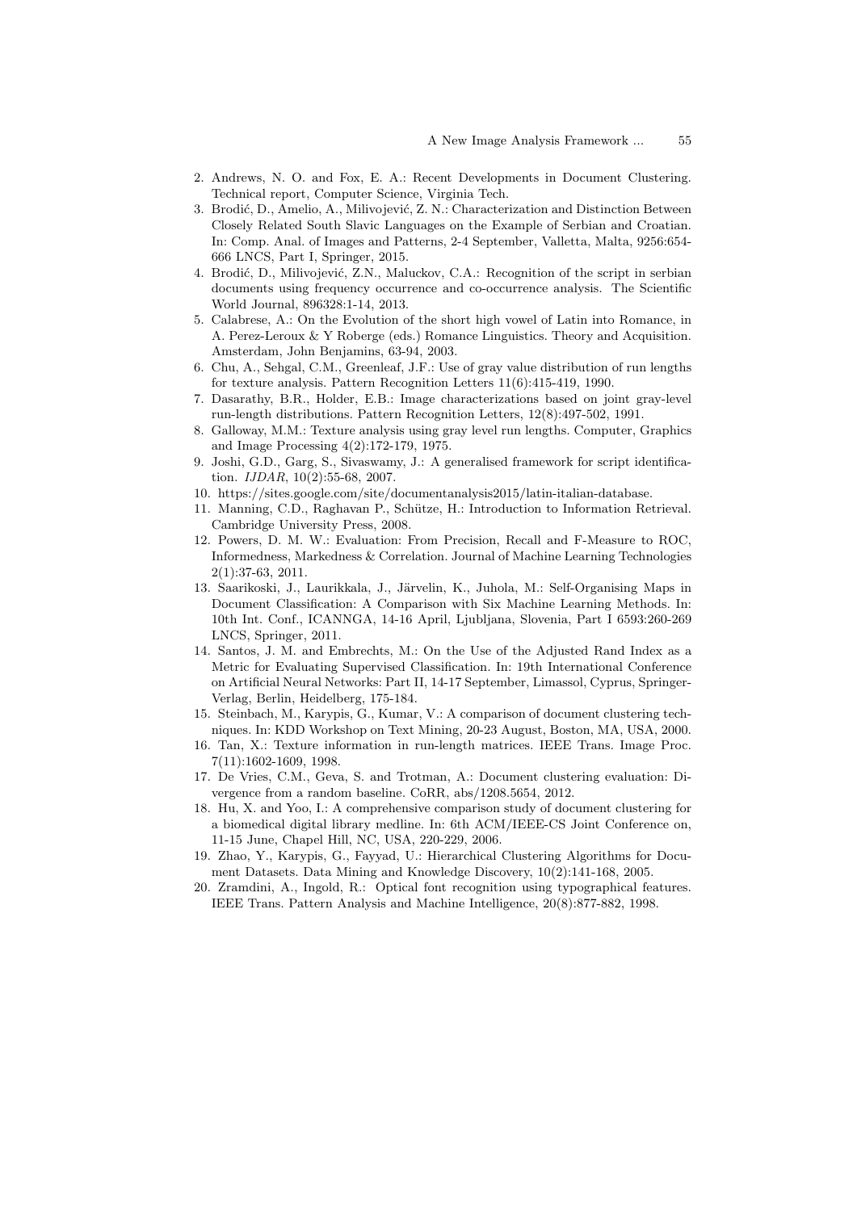2. Andrews, N. O. and Fox, E. A.: Recent Developments in Document Clustering. Technical report, Computer Science, Virginia Tech.
3. Brodić, D., Amelio, A., Milivojević, Z. N.: Characterization and Distinction Between Closely Related South Slavic Languages on the Example of Serbian and Croatian. In: Comp. Anal. of Images and Patterns, 2-4 September, Valletta, Malta, 9256:654-666 LNCS, Part I, Springer, 2015.
4. Brodić, D., Milivojević, Z.N., Maluckov, C.A.: Recognition of the script in serbian documents using frequency occurrence and co-occurrence analysis. The Scientific World Journal, 896328:1-14, 2013.
5. Calabrese, A.: On the Evolution of the short high vowel of Latin into Romance, in A. Perez-Leroux & Y Roberge (eds.) Romance Linguistics. Theory and Acquisition. Amsterdam, John Benjamins, 63-94, 2003.
6. Chu, A., Sehgal, C.M., Greenleaf, J.F.: Use of gray value distribution of run lengths for texture analysis. Pattern Recognition Letters 11(6):415-419, 1990.
7. Dasarathy, B.R., Holder, E.B.: Image characterizations based on joint gray-level run-length distributions. Pattern Recognition Letters, 12(8):497-502, 1991.
8. Galloway, M.M.: Texture analysis using gray level run lengths. Computer, Graphics and Image Processing 4(2):172-179, 1975.
9. Joshi, G.D., Garg, S., Sivaswamy, J.: A generalised framework for script identification. *IJDAR*, 10(2):55-68, 2007.
10. https://sites.google.com/site/documentanalysis2015/latin-italian-database.
11. Manning, C.D., Raghavan P., Schütze, H.: Introduction to Information Retrieval. Cambridge University Press, 2008.
12. Powers, D. M. W.: Evaluation: From Precision, Recall and F-Measure to ROC, Informedness, Markedness & Correlation. Journal of Machine Learning Technologies 2(1):37-63, 2011.
13. Saarikoski, J., Laurikkala, J., Järvelin, K., Juhola, M.: Self-Organising Maps in Document Classification: A Comparison with Six Machine Learning Methods. In: 10th Int. Conf., ICANNGA, 14-16 April, Ljubljana, Slovenia, Part I 6593:260-269 LNCS, Springer, 2011.
14. Santos, J. M. and Embrechts, M.: On the Use of the Adjusted Rand Index as a Metric for Evaluating Supervised Classification. In: 19th International Conference on Artificial Neural Networks: Part II, 14-17 September, Limassol, Cyprus, Springer-Verlag, Berlin, Heidelberg, 175-184.
15. Steinbach, M., Karypis, G., Kumar, V.: A comparison of document clustering techniques. In: KDD Workshop on Text Mining, 20-23 August, Boston, MA, USA, 2000.
16. Tan, X.: Texture information in run-length matrices. IEEE Trans. Image Proc. 7(11):1602-1609, 1998.
17. De Vries, C.M., Geva, S. and Trotman, A.: Document clustering evaluation: Divergence from a random baseline. CoRR, abs/1208.5654, 2012.
18. Hu, X. and Yoo, I.: A comprehensive comparison study of document clustering for a biomedical digital library medline. In: 6th ACM/IEEE-CS Joint Conference on, 11-15 June, Chapel Hill, NC, USA, 220-229, 2006.
19. Zhao, Y., Karypis, G., Fayyad, U.: Hierarchical Clustering Algorithms for Document Datasets. Data Mining and Knowledge Discovery, 10(2):141-168, 2005.
20. Zramdini, A., Ingold, R.: Optical font recognition using typographical features. IEEE Trans. Pattern Analysis and Machine Intelligence, 20(8):877-882, 1998.